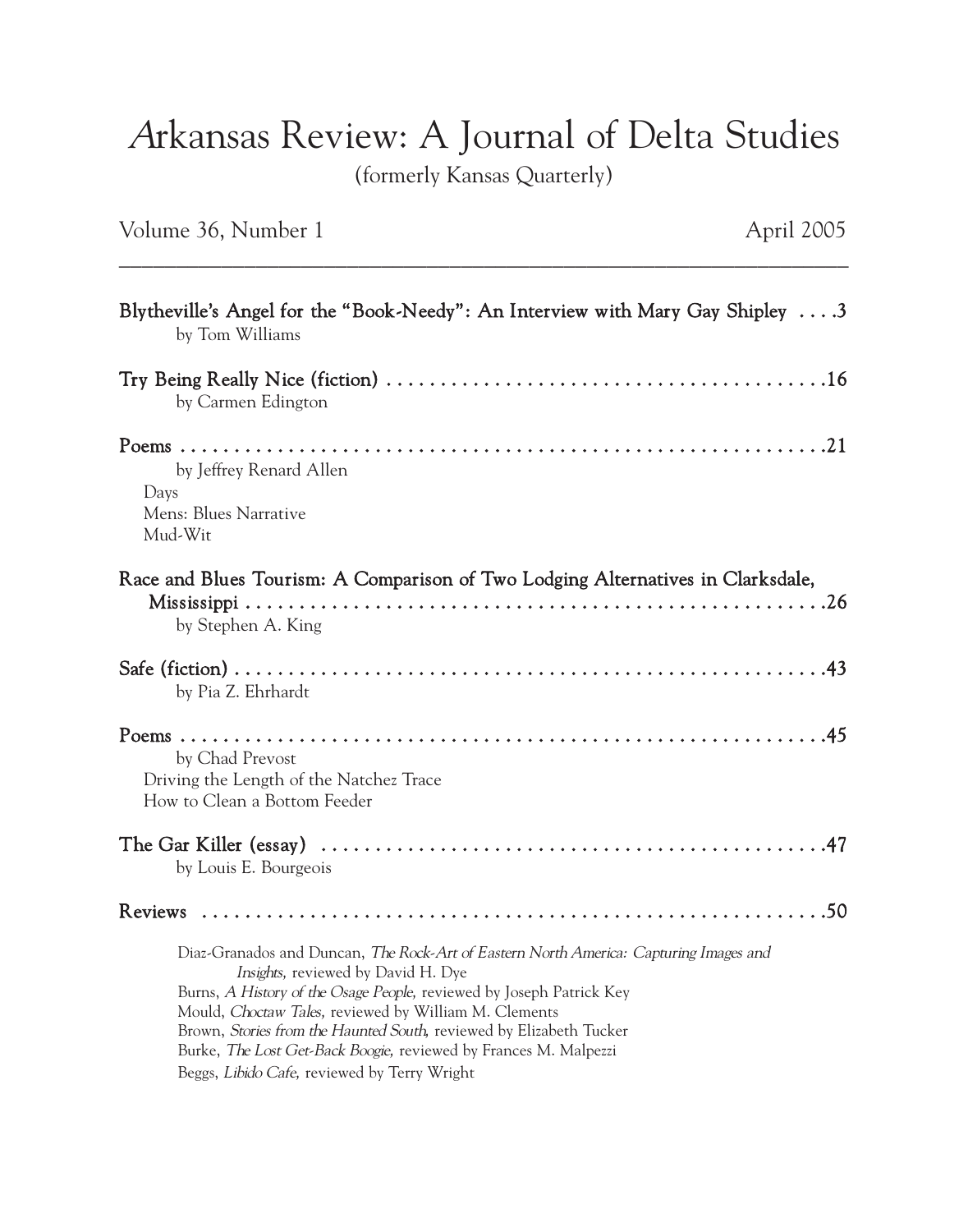# Arkansas Review: A Journal of Delta Studies

(formerly Kansas Quarterly)

Volume 36, Number 1 April 2005

---

**Blytheville's Angel for the "Book-Needy": An Interview with Mary Gay Shipley . . . .3**
by Tom Williams

**Try Being Really Nice (fiction) . . . . . . . . . . . . . . . . . . . . . . . . . . . . . . . . . . . . . . . . .16**
by Carmen Edington

**Poems . . . . . . . . . . . . . . . . . . . . . . . . . . . . . . . . . . . . . . . . . . . . . . . . . . . . . . . .21**
by Jeffrey Renard Allen
Days
Mens: Blues Narrative
Mud-Wit

**Race and Blues Tourism: A Comparison of Two Lodging Alternatives in Clarksdale, Mississippi . . . . . . . . . . . . . . . . . . . . . . . . . . . . . . . . . . . . . . . . . . . . . . . . . . . .26**
by Stephen A. King

**Safe (fiction) . . . . . . . . . . . . . . . . . . . . . . . . . . . . . . . . . . . . . . . . . . . . . . . . . . . .43**
by Pia Z. Ehrhardt

**Poems . . . . . . . . . . . . . . . . . . . . . . . . . . . . . . . . . . . . . . . . . . . . . . . . . . . . . . . .45**
by Chad Prevost
Driving the Length of the Natchez Trace
How to Clean a Bottom Feeder

**The Gar Killer (essay) . . . . . . . . . . . . . . . . . . . . . . . . . . . . . . . . . . . . . . . . . . . . . .47**
by Louis E. Bourgeois

**Reviews . . . . . . . . . . . . . . . . . . . . . . . . . . . . . . . . . . . . . . . . . . . . . . . . . . . . . .50**

Diaz-Granados and Duncan, *The Rock-Art of Eastern North America: Capturing Images and Insights,* reviewed by David H. Dye
Burns, *A History of the Osage People,* reviewed by Joseph Patrick Key
Mould, *Choctaw Tales,* reviewed by William M. Clements
Brown, *Stories from the Haunted South,* reviewed by Elizabeth Tucker
Burke, *The Lost Get-Back Boogie,* reviewed by Frances M. Malpezzi
Beggs, *Libido Cafe,* reviewed by Terry Wright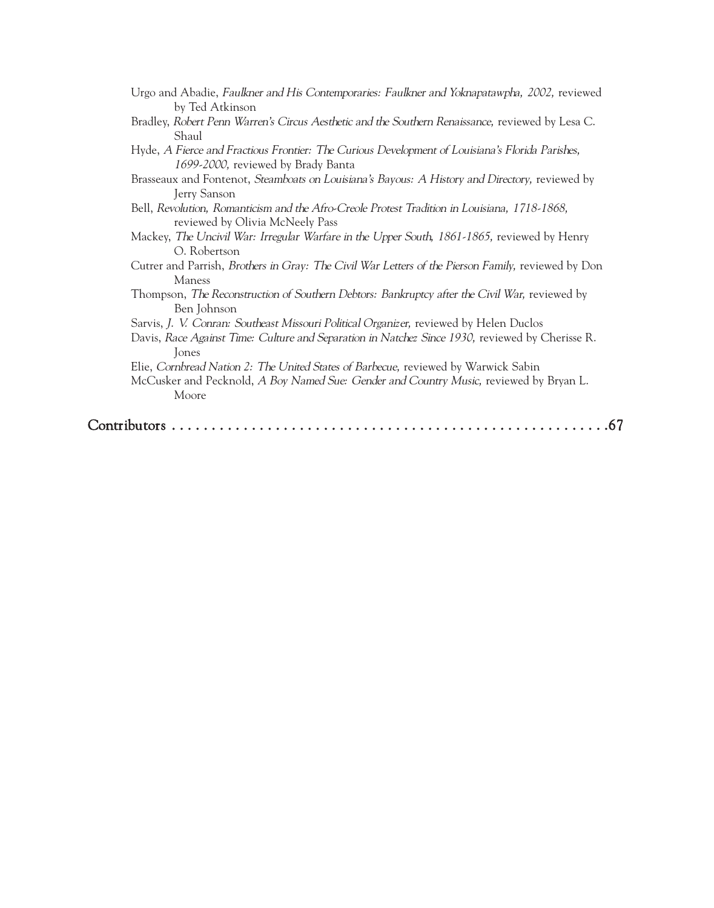Urgo and Abadie, *Faulkner and His Contemporaries: Faulkner and Yoknapatawpha, 2002,* reviewed by Ted Atkinson

Bradley, *Robert Penn Warren's Circus Aesthetic and the Southern Renaissance,* reviewed by Lesa C. Shaul

Hyde, *A Fierce and Fractious Frontier: The Curious Development of Louisiana's Florida Parishes, 1699-2000,* reviewed by Brady Banta

Brasseaux and Fontenot, *Steamboats on Louisiana's Bayous: A History and Directory,* reviewed by Jerry Sanson

Bell, *Revolution, Romanticism and the Afro-Creole Protest Tradition in Louisiana, 1718-1868,* reviewed by Olivia McNeely Pass

Mackey, *The Uncivil War: Irregular Warfare in the Upper South, 1861-1865,* reviewed by Henry O. Robertson

Cutrer and Parrish, *Brothers in Gray: The Civil War Letters of the Pierson Family,* reviewed by Don Maness

Thompson, *The Reconstruction of Southern Debtors: Bankruptcy after the Civil War,* reviewed by Ben Johnson

Sarvis, *J. V. Conran: Southeast Missouri Political Organizer,* reviewed by Helen Duclos

Davis, *Race Against Time: Culture and Separation in Natchez Since 1930,* reviewed by Cherisse R. Jones

Elie, *Cornbread Nation 2: The United States of Barbecue,* reviewed by Warwick Sabin

McCusker and Pecknold, *A Boy Named Sue: Gender and Country Music,* reviewed by Bryan L. Moore

Contributors . . . . . . . . . . . . . . . . . . . . . . . . . . . . . . . . . . . . . . . . . . . . . . . . . . . . . .67